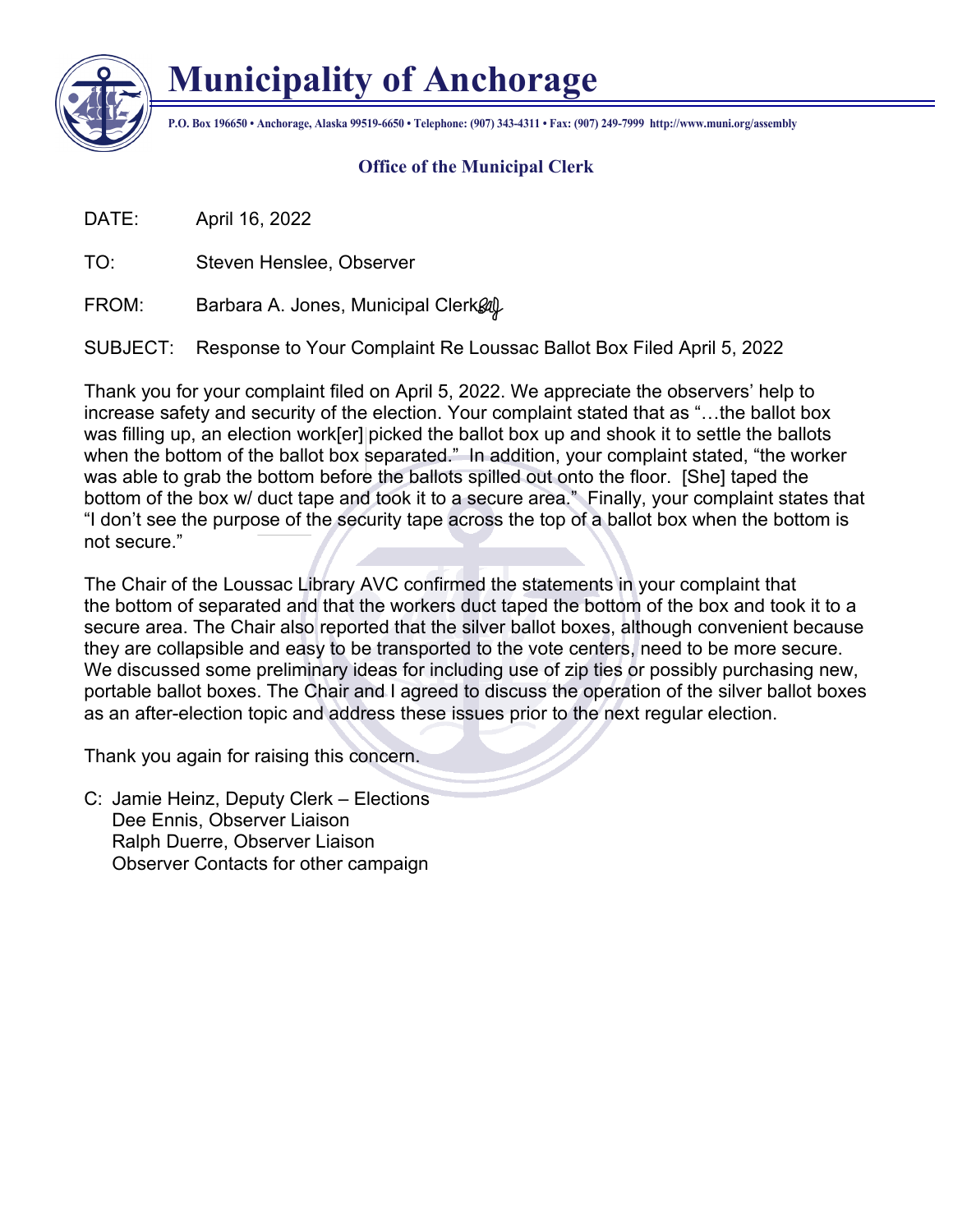# Municipality of Anchorage

**P.O. Box 196650 • Anchorage, Alaska 99519-6650 • Telephone: (907) 343-4311 • Fax: (907) 249-7999 http://www.muni.org/assembly**

## Office of the Municipal Clerk

DATE: April 16, 2022

TO: Steven Henslee, Observer

FROM: Barbara A. Jones, Municipal Clerk

SUBJECT: Response to Your Complaint Re Loussac Ballot Box Filed April 5, 2022

Thank you for your complaint filed on April 5, 2022. We appreciate the observers' help to increase safety and security of the election. Your complaint stated that as "…the ballot box was filling up, an election work[er] picked the ballot box up and shook it to settle the ballots when the bottom of the ballot box separated." In addition, your complaint stated, "the worker was able to grab the bottom before the ballots spilled out onto the floor. [She] taped the bottom of the box w/ duct tape and took it to a secure area." Finally, your complaint states that "I don't see the purpose of the security tape across the top of a ballot box when the bottom is not secure."

The Chair of the Loussac Library AVC confirmed the statements in your complaint that the bottom of separated and that the workers duct taped the bottom of the box and took it to a secure area. The Chair also reported that the silver ballot boxes, although convenient because they are collapsible and easy to be transported to the vote centers, need to be more secure. We discussed some preliminary ideas for including use of zip ties or possibly purchasing new, portable ballot boxes. The Chair and I agreed to discuss the operation of the silver ballot boxes as an after-election topic and address these issues prior to the next regular election.

Thank you again for raising this concern.

C: Jamie Heinz, Deputy Clerk – Elections
Dee Ennis, Observer Liaison
Ralph Duerre, Observer Liaison
Observer Contacts for other campaign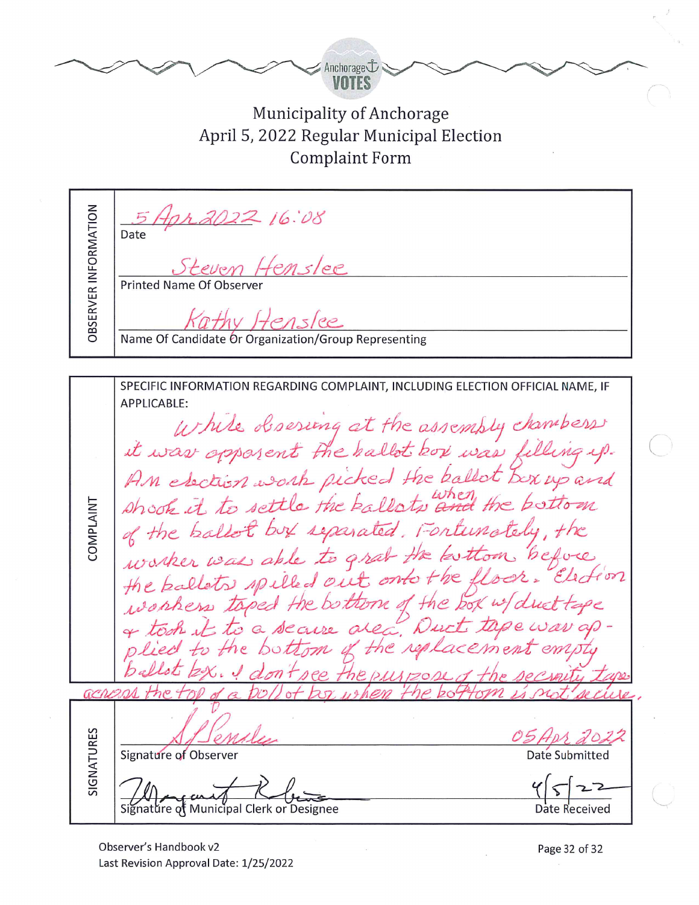Anchorage VOTES

# Municipality of Anchorage
## April 5, 2022 Regular Municipal Election
## Complaint Form

**OBSERVER INFORMATION**

5 Apr 2022 16:08
Date

Steven Henslee
Printed Name Of Observer

Kathy Henslee
Name Of Candidate Or Organization/Group Representing

**COMPLAINT**

SPECIFIC INFORMATION REGARDING COMPLAINT, INCLUDING ELECTION OFFICIAL NAME, IF APPLICABLE:

While observing at the assembly chambers it was apparent the ballot box was filling up. An election work picked the ballot box up and shook it to settle the ballots when the bottom of the ballot box separated. Fortunately, the worker was able to grab the bottom before the ballots spilled out onto the floor. Election workers taped the bottom of the box w/duct tape & took it to a secure area. Duct tape was applied to the bottom of the replacement empty ballot box. I don't see the purpose of the security tape across the top of a ballot box when the bottom is not secure.

**SIGNATURES**

S Henslee
Signature of Observer

05 Apr 2022
Date Submitted

Margaret Kuhne
Signature of Municipal Clerk or Designee

4/5/22
Date Received

Observer's Handbook v2
Last Revision Approval Date: 1/25/2022